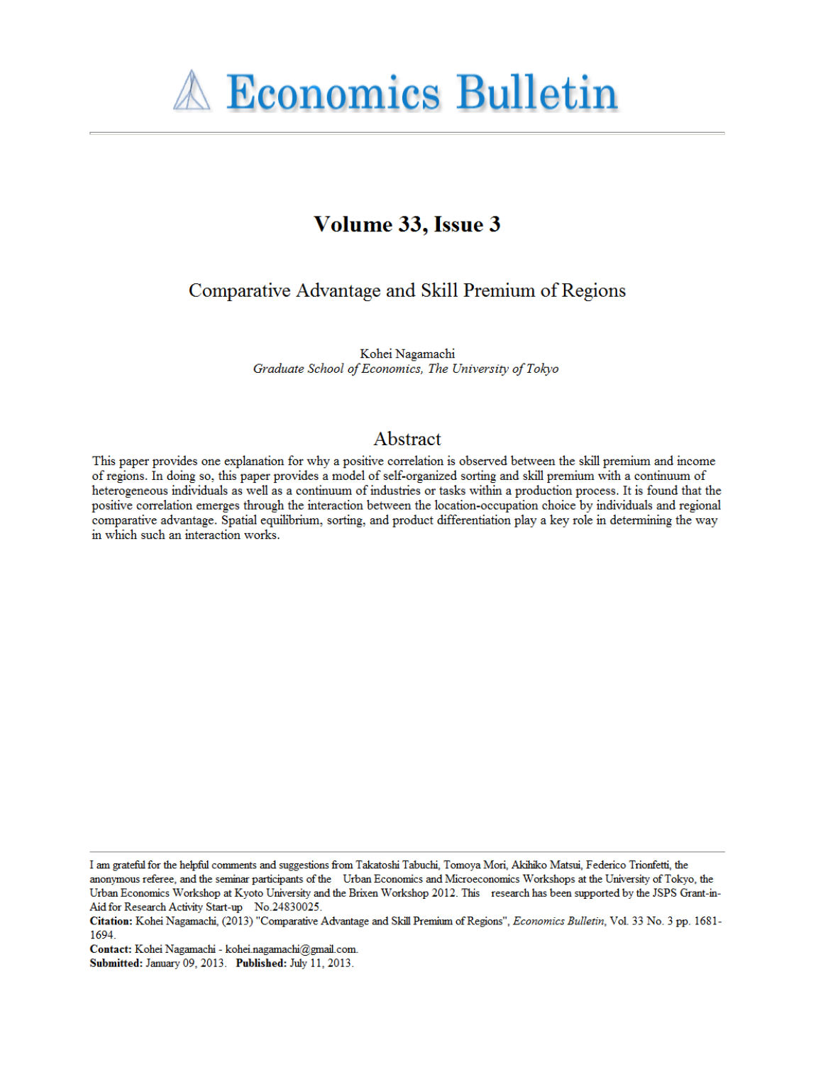# Economics Bulletin

## Volume 33, Issue 3

# Comparative Advantage and Skill Premium of Regions

Kohei Nagamachi
*Graduate School of Economics, The University of Tokyo*

## Abstract

This paper provides one explanation for why a positive correlation is observed between the skill premium and income of regions. In doing so, this paper provides a model of self-organized sorting and skill premium with a continuum of heterogeneous individuals as well as a continuum of industries or tasks within a production process. It is found that the positive correlation emerges through the interaction between the location-occupation choice by individuals and regional comparative advantage. Spatial equilibrium, sorting, and product differentiation play a key role in determining the way in which such an interaction works.

---

I am grateful for the helpful comments and suggestions from Takatoshi Tabuchi, Tomoya Mori, Akihiko Matsui, Federico Trionfetti, the anonymous referee, and the seminar participants of the Urban Economics and Microeconomics Workshops at the University of Tokyo, the Urban Economics Workshop at Kyoto University and the Brixen Workshop 2012. This research has been supported by the JSPS Grant-in-Aid for Research Activity Start-up No.24830025.

**Citation:** Kohei Nagamachi, (2013) "Comparative Advantage and Skill Premium of Regions", *Economics Bulletin*, Vol. 33 No. 3 pp. 1681-1694.

**Contact:** Kohei Nagamachi - kohei.nagamachi@gmail.com.

**Submitted:** January 09, 2013. **Published:** July 11, 2013.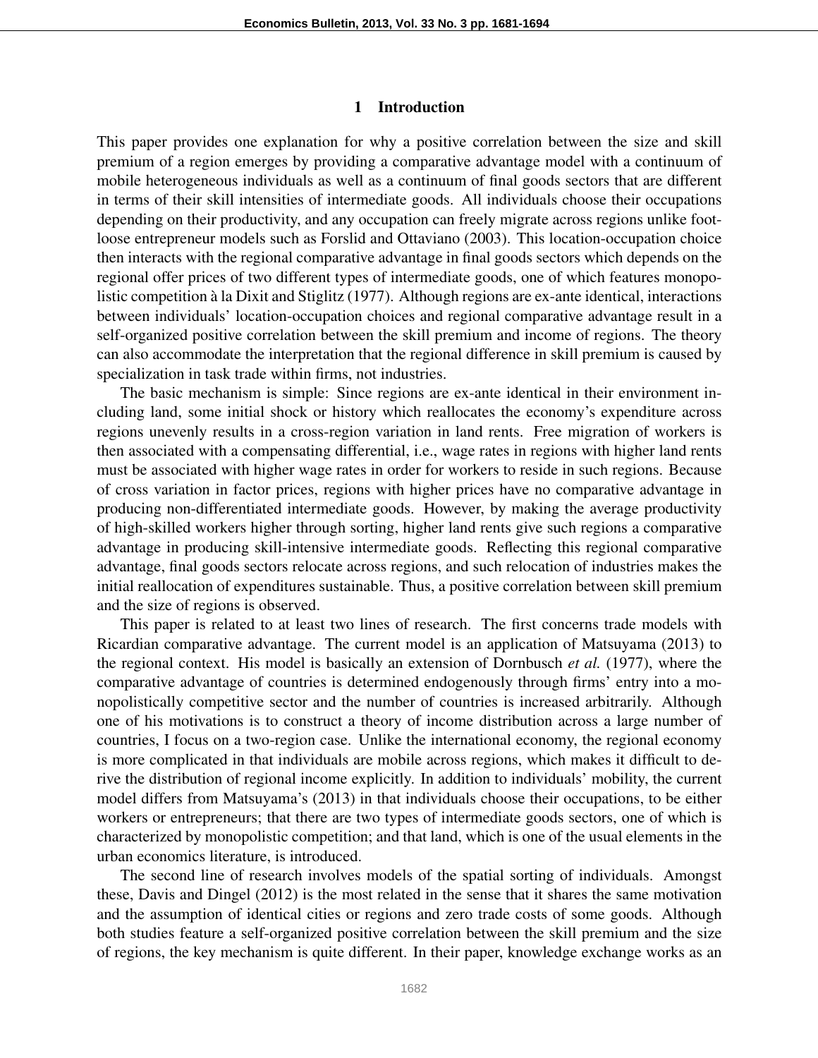# 1 Introduction

This paper provides one explanation for why a positive correlation between the size and skill premium of a region emerges by providing a comparative advantage model with a continuum of mobile heterogeneous individuals as well as a continuum of final goods sectors that are different in terms of their skill intensities of intermediate goods. All individuals choose their occupations depending on their productivity, and any occupation can freely migrate across regions unlike foot-loose entrepreneur models such as Forslid and Ottaviano (2003). This location-occupation choice then interacts with the regional comparative advantage in final goods sectors which depends on the regional offer prices of two different types of intermediate goods, one of which features monopolistic competition à la Dixit and Stiglitz (1977). Although regions are ex-ante identical, interactions between individuals' location-occupation choices and regional comparative advantage result in a self-organized positive correlation between the skill premium and income of regions. The theory can also accommodate the interpretation that the regional difference in skill premium is caused by specialization in task trade within firms, not industries.

The basic mechanism is simple: Since regions are ex-ante identical in their environment including land, some initial shock or history which reallocates the economy's expenditure across regions unevenly results in a cross-region variation in land rents. Free migration of workers is then associated with a compensating differential, i.e., wage rates in regions with higher land rents must be associated with higher wage rates in order for workers to reside in such regions. Because of cross variation in factor prices, regions with higher prices have no comparative advantage in producing non-differentiated intermediate goods. However, by making the average productivity of high-skilled workers higher through sorting, higher land rents give such regions a comparative advantage in producing skill-intensive intermediate goods. Reflecting this regional comparative advantage, final goods sectors relocate across regions, and such relocation of industries makes the initial reallocation of expenditures sustainable. Thus, a positive correlation between skill premium and the size of regions is observed.

This paper is related to at least two lines of research. The first concerns trade models with Ricardian comparative advantage. The current model is an application of Matsuyama (2013) to the regional context. His model is basically an extension of Dornbusch *et al.* (1977), where the comparative advantage of countries is determined endogenously through firms' entry into a monopolistically competitive sector and the number of countries is increased arbitrarily. Although one of his motivations is to construct a theory of income distribution across a large number of countries, I focus on a two-region case. Unlike the international economy, the regional economy is more complicated in that individuals are mobile across regions, which makes it difficult to derive the distribution of regional income explicitly. In addition to individuals' mobility, the current model differs from Matsuyama's (2013) in that individuals choose their occupations, to be either workers or entrepreneurs; that there are two types of intermediate goods sectors, one of which is characterized by monopolistic competition; and that land, which is one of the usual elements in the urban economics literature, is introduced.

The second line of research involves models of the spatial sorting of individuals. Amongst these, Davis and Dingel (2012) is the most related in the sense that it shares the same motivation and the assumption of identical cities or regions and zero trade costs of some goods. Although both studies feature a self-organized positive correlation between the skill premium and the size of regions, the key mechanism is quite different. In their paper, knowledge exchange works as an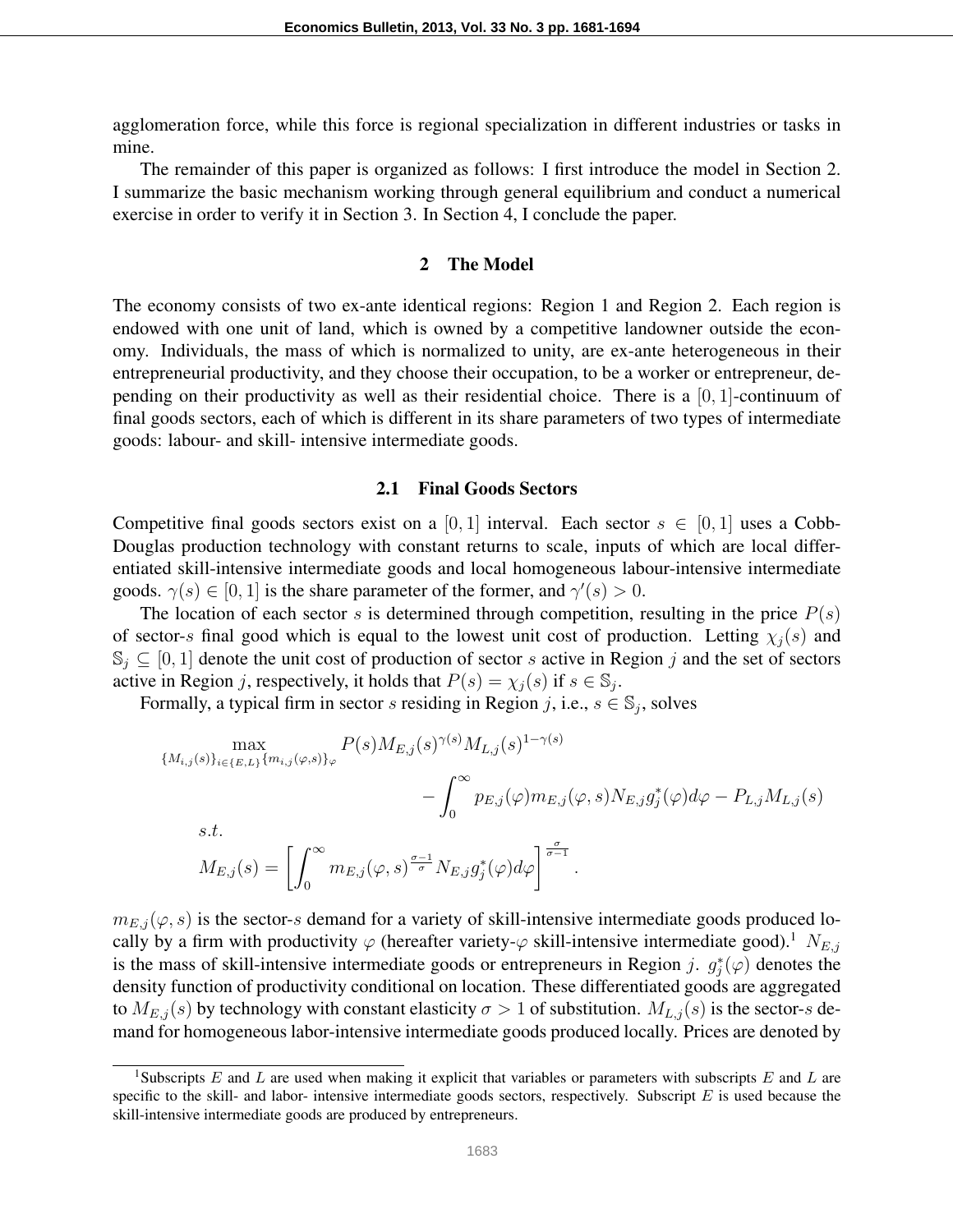agglomeration force, while this force is regional specialization in different industries or tasks in mine.

The remainder of this paper is organized as follows: I first introduce the model in Section 2. I summarize the basic mechanism working through general equilibrium and conduct a numerical exercise in order to verify it in Section 3. In Section 4, I conclude the paper.

## 2 The Model

The economy consists of two ex-ante identical regions: Region 1 and Region 2. Each region is endowed with one unit of land, which is owned by a competitive landowner outside the economy. Individuals, the mass of which is normalized to unity, are ex-ante heterogeneous in their entrepreneurial productivity, and they choose their occupation, to be a worker or entrepreneur, depending on their productivity as well as their residential choice. There is a $[0,1]$-continuum of final goods sectors, each of which is different in its share parameters of two types of intermediate goods: labour- and skill- intensive intermediate goods.

### 2.1 Final Goods Sectors

Competitive final goods sectors exist on a $[0,1]$ interval. Each sector $s \in [0,1]$ uses a Cobb-Douglas production technology with constant returns to scale, inputs of which are local differentiated skill-intensive intermediate goods and local homogeneous labour-intensive intermediate goods. $\gamma(s) \in [0,1]$ is the share parameter of the former, and $\gamma'(s) > 0$.

The location of each sector $s$ is determined through competition, resulting in the price $P(s)$ of sector-$s$ final good which is equal to the lowest unit cost of production. Letting $\chi_j(s)$ and $\mathbb{S}_j \subseteq [0,1]$ denote the unit cost of production of sector $s$ active in Region $j$ and the set of sectors active in Region $j$, respectively, it holds that $P(s) = \chi_j(s)$ if $s \in \mathbb{S}_j$.

Formally, a typical firm in sector $s$ residing in Region $j$, i.e., $s \in \mathbb{S}_j$, solves

$$
\begin{aligned}
\max_{\{M_{i,j}(s)\}_{i\in\{E,L\}}\{m_{i,j}(\varphi,s)\}_{\varphi}} \quad & P(s)M_{E,j}(s)^{\gamma(s)}M_{L,j}(s)^{1-\gamma(s)} \\
& - \int_0^\infty p_{E,j}(\varphi)m_{E,j}(\varphi,s)N_{E,j}g_j^*(\varphi)d\varphi - P_{L,j}M_{L,j}(s) \\
s.t. \quad & \\
M_{E,j}(s) = & \left[\int_0^\infty m_{E,j}(\varphi,s)^{\frac{\sigma-1}{\sigma}}N_{E,j}g_j^*(\varphi)d\varphi\right]^{\frac{\sigma}{\sigma-1}}.
\end{aligned}
$$

$m_{E,j}(\varphi,s)$ is the sector-$s$ demand for a variety of skill-intensive intermediate goods produced locally by a firm with productivity $\varphi$ (hereafter variety-$\varphi$ skill-intensive intermediate good).[1] $N_{E,j}$ is the mass of skill-intensive intermediate goods or entrepreneurs in Region $j$. $g_j^*(\varphi)$ denotes the density function of productivity conditional on location. These differentiated goods are aggregated to $M_{E,j}(s)$ by technology with constant elasticity $\sigma > 1$ of substitution. $M_{L,j}(s)$ is the sector-$s$ demand for homogeneous labor-intensive intermediate goods produced locally. Prices are denoted by

[1] Subscripts $E$ and $L$ are used when making it explicit that variables or parameters with subscripts $E$ and $L$ are specific to the skill- and labor- intensive intermediate goods sectors, respectively. Subscript $E$ is used because the skill-intensive intermediate goods are produced by entrepreneurs.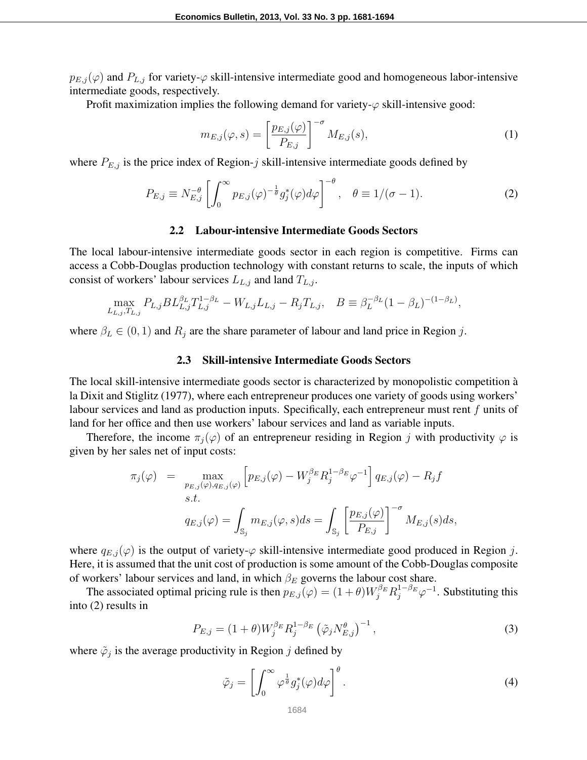$p_{E,j}(\varphi)$ and $P_{L,j}$ for variety-$\varphi$ skill-intensive intermediate good and homogeneous labor-intensive intermediate goods, respectively.

Profit maximization implies the following demand for variety-$\varphi$ skill-intensive good:

$$m_{E,j}(\varphi, s) = \left[\frac{p_{E,j}(\varphi)}{P_{E,j}}\right]^{-\sigma} M_{E,j}(s), \tag{1}$$

where $P_{E,j}$ is the price index of Region-$j$ skill-intensive intermediate goods defined by

$$P_{E,j} \equiv N_{E,j}^{-\theta} \left[\int_0^\infty p_{E,j}(\varphi)^{-\frac{1}{\theta}} g_j^*(\varphi) d\varphi\right]^{-\theta}, \quad \theta \equiv 1/(\sigma - 1). \tag{2}$$

### 2.2 Labour-intensive Intermediate Goods Sectors

The local labour-intensive intermediate goods sector in each region is competitive. Firms can access a Cobb-Douglas production technology with constant returns to scale, the inputs of which consist of workers' labour services $L_{L,j}$ and land $T_{L,j}$.

$$\max_{L_{L,j}, T_{L,j}} P_{L,j} B L_{L,j}^{\beta_L} T_{L,j}^{1-\beta_L} - W_{L,j} L_{L,j} - R_j T_{L,j}, \quad B \equiv \beta_L^{-\beta_L}(1-\beta_L)^{-(1-\beta_L)},$$

where $\beta_L \in (0, 1)$ and $R_j$ are the share parameter of labour and land price in Region $j$.

### 2.3 Skill-intensive Intermediate Goods Sectors

The local skill-intensive intermediate goods sector is characterized by monopolistic competition à la Dixit and Stiglitz (1977), where each entrepreneur produces one variety of goods using workers' labour services and land as production inputs. Specifically, each entrepreneur must rent $f$ units of land for her office and then use workers' labour services and land as variable inputs.

Therefore, the income $\pi_j(\varphi)$ of an entrepreneur residing in Region $j$ with productivity $\varphi$ is given by her sales net of input costs:

$$\begin{aligned}
\pi_j(\varphi) &= \max_{p_{E,j}(\varphi), q_{E,j}(\varphi)} \left[p_{E,j}(\varphi) - W_j^{\beta_E} R_j^{1-\beta_E} \varphi^{-1}\right] q_{E,j}(\varphi) - R_j f \\
&\quad s.t. \\
&\quad q_{E,j}(\varphi) = \int_{\mathbb{S}_j} m_{E,j}(\varphi, s) ds = \int_{\mathbb{S}_j} \left[\frac{p_{E,j}(\varphi)}{P_{E,j}}\right]^{-\sigma} M_{E,j}(s) ds,
\end{aligned}$$

where $q_{E,j}(\varphi)$ is the output of variety-$\varphi$ skill-intensive intermediate good produced in Region $j$. Here, it is assumed that the unit cost of production is some amount of the Cobb-Douglas composite of workers' labour services and land, in which $\beta_E$ governs the labour cost share.

The associated optimal pricing rule is then $p_{E,j}(\varphi) = (1+\theta) W_j^{\beta_E} R_j^{1-\beta_E} \varphi^{-1}$. Substituting this into (2) results in

$$P_{E,j} = (1+\theta) W_j^{\beta_E} R_j^{1-\beta_E} \left(\tilde{\varphi}_j N_{E,j}^{\theta}\right)^{-1}, \tag{3}$$

where $\tilde{\varphi}_j$ is the average productivity in Region $j$ defined by

$$\tilde{\varphi}_j = \left[\int_0^\infty \varphi^{\frac{1}{\theta}} g_j^*(\varphi) d\varphi\right]^{\theta}. \tag{4}$$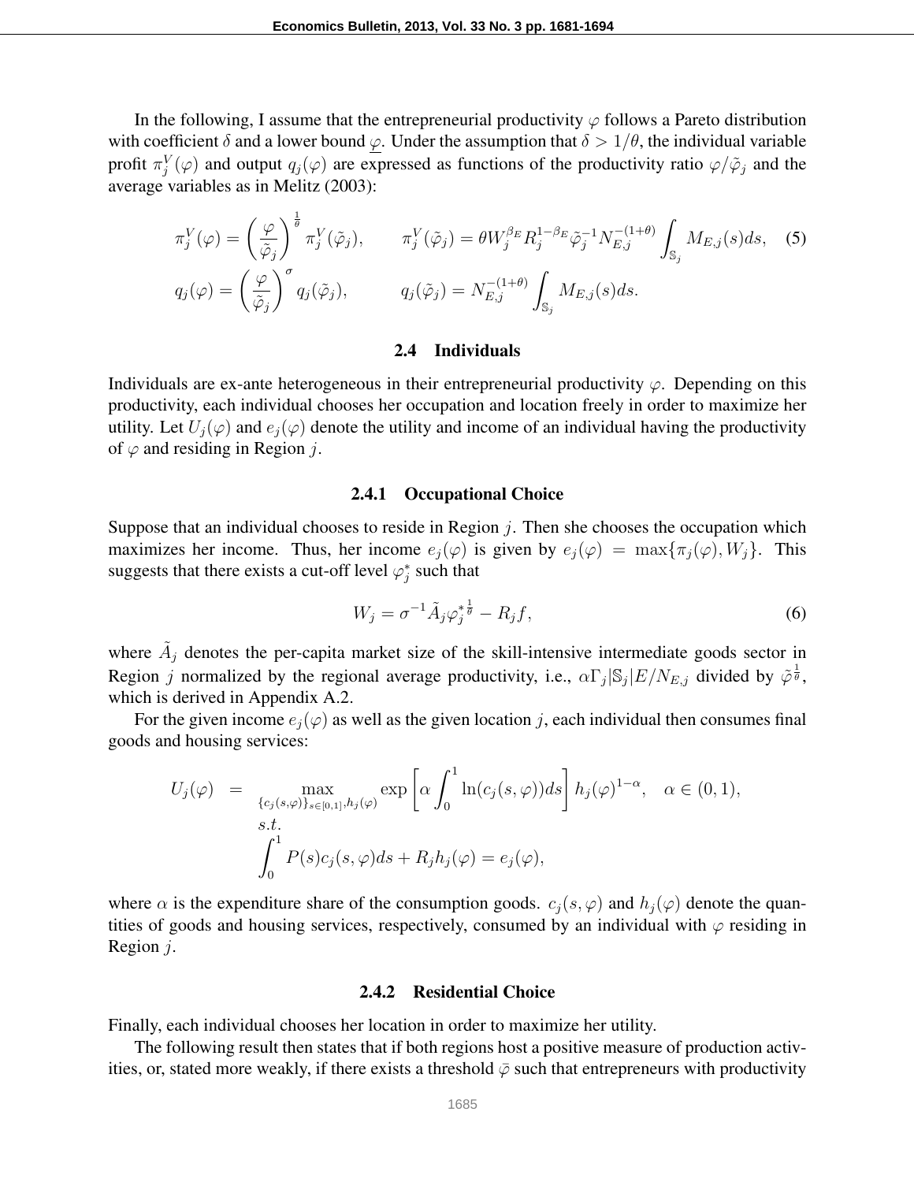In the following, I assume that the entrepreneurial productivity $\varphi$ follows a Pareto distribution with coefficient $\delta$ and a lower bound $\underline{\varphi}$. Under the assumption that $\delta > 1/\theta$, the individual variable profit $\pi_j^V(\varphi)$ and output $q_j(\varphi)$ are expressed as functions of the productivity ratio $\varphi/\tilde{\varphi}_j$ and the average variables as in Melitz (2003):

$$
\begin{aligned}
\pi_j^V(\varphi) &= \left(\frac{\varphi}{\tilde{\varphi}_j}\right)^{\frac{1}{\theta}} \pi_j^V(\tilde{\varphi}_j), \qquad \pi_j^V(\tilde{\varphi}_j) = \theta W_j^{\beta_E} R_j^{1-\beta_E} \tilde{\varphi}_j^{-1} N_{E,j}^{-(1+\theta)} \int_{\mathbb{S}_j} M_{E,j}(s)ds, \qquad (5) \\
q_j(\varphi) &= \left(\frac{\varphi}{\tilde{\varphi}_j}\right)^{\sigma} q_j(\tilde{\varphi}_j), \qquad q_j(\tilde{\varphi}_j) = N_{E,j}^{-(1+\theta)} \int_{\mathbb{S}_j} M_{E,j}(s)ds.
\end{aligned}
$$

### 2.4 Individuals

Individuals are ex-ante heterogeneous in their entrepreneurial productivity $\varphi$. Depending on this productivity, each individual chooses her occupation and location freely in order to maximize her utility. Let $U_j(\varphi)$ and $e_j(\varphi)$ denote the utility and income of an individual having the productivity of $\varphi$ and residing in Region $j$.

#### 2.4.1 Occupational Choice

Suppose that an individual chooses to reside in Region $j$. Then she chooses the occupation which maximizes her income. Thus, her income $e_j(\varphi)$ is given by $e_j(\varphi) = \max\{\pi_j(\varphi), W_j\}$. This suggests that there exists a cut-off level $\varphi_j^*$ such that

$$
W_j = \sigma^{-1} \tilde{A}_j \varphi_j^{*\frac{1}{\theta}} - R_j f, \qquad (6)
$$

where $\tilde{A}_j$ denotes the per-capita market size of the skill-intensive intermediate goods sector in Region $j$ normalized by the regional average productivity, i.e., $\alpha \Gamma_j |\mathbb{S}_j| E / N_{E,j}$ divided by $\tilde{\varphi}^{\frac{1}{\theta}}$, which is derived in Appendix A.2.

For the given income $e_j(\varphi)$ as well as the given location $j$, each individual then consumes final goods and housing services:

$$
\begin{aligned}
U_j(\varphi) \;\; = \;\; & \max_{\{c_j(s,\varphi)\}_{s\in[0,1]}, h_j(\varphi)} \exp\left[\alpha \int_0^1 \ln(c_j(s,\varphi))ds\right] h_j(\varphi)^{1-\alpha}, \quad \alpha \in (0,1), \\
& s.t. \\
& \int_0^1 P(s) c_j(s,\varphi) ds + R_j h_j(\varphi) = e_j(\varphi),
\end{aligned}
$$

where $\alpha$ is the expenditure share of the consumption goods. $c_j(s,\varphi)$ and $h_j(\varphi)$ denote the quantities of goods and housing services, respectively, consumed by an individual with $\varphi$ residing in Region $j$.

#### 2.4.2 Residential Choice

Finally, each individual chooses her location in order to maximize her utility.

The following result then states that if both regions host a positive measure of production activities, or, stated more weakly, if there exists a threshold $\bar{\varphi}$ such that entrepreneurs with productivity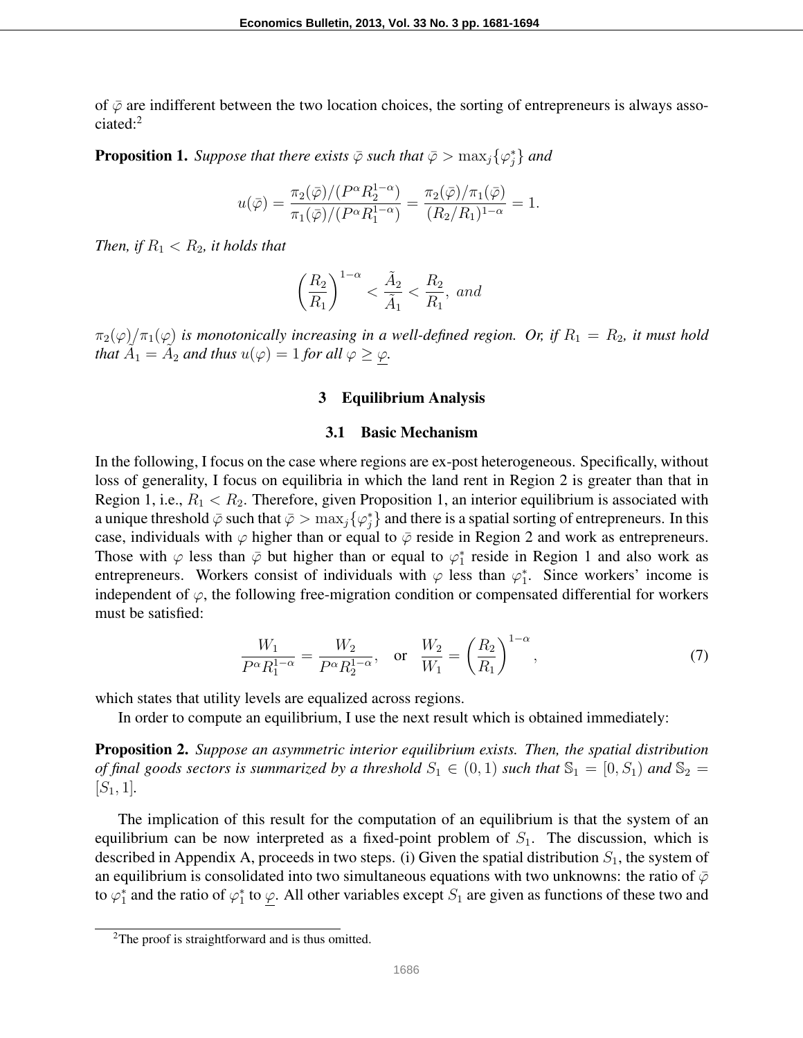of $\bar{\varphi}$ are indifferent between the two location choices, the sorting of entrepreneurs is always associated:[2]

**Proposition 1.** *Suppose that there exists $\bar{\varphi}$ such that $\bar{\varphi} > \max_j\{\varphi_j^*\}$ and*

$$u(\bar{\varphi}) = \frac{\pi_2(\bar{\varphi})/(P^\alpha R_2^{1-\alpha})}{\pi_1(\bar{\varphi})/(P^\alpha R_1^{1-\alpha})} = \frac{\pi_2(\bar{\varphi})/\pi_1(\bar{\varphi})}{(R_2/R_1)^{1-\alpha}} = 1.$$

*Then, if $R_1 < R_2$, it holds that*

$$\left(\frac{R_2}{R_1}\right)^{1-\alpha} < \frac{\tilde{A}_2}{\tilde{A}_1} < \frac{R_2}{R_1}, \text{ and}$$

*$\pi_2(\varphi)/\pi_1(\varphi)$ is monotonically increasing in a well-defined region. Or, if $R_1 = R_2$, it must hold that $\tilde{A}_1 = \tilde{A}_2$ and thus $u(\varphi) = 1$ for all $\varphi \geq \underline{\varphi}$.*

## 3 Equilibrium Analysis

### 3.1 Basic Mechanism

In the following, I focus on the case where regions are ex-post heterogeneous. Specifically, without loss of generality, I focus on equilibria in which the land rent in Region 2 is greater than that in Region 1, i.e., $R_1 < R_2$. Therefore, given Proposition 1, an interior equilibrium is associated with a unique threshold $\bar{\varphi}$ such that $\bar{\varphi} > \max_j\{\varphi_j^*\}$ and there is a spatial sorting of entrepreneurs. In this case, individuals with $\varphi$ higher than or equal to $\bar{\varphi}$ reside in Region 2 and work as entrepreneurs. Those with $\varphi$ less than $\bar{\varphi}$ but higher than or equal to $\varphi_1^*$ reside in Region 1 and also work as entrepreneurs. Workers consist of individuals with $\varphi$ less than $\varphi_1^*$. Since workers' income is independent of $\varphi$, the following free-migration condition or compensated differential for workers must be satisfied:

$$\frac{W_1}{P^\alpha R_1^{1-\alpha}} = \frac{W_2}{P^\alpha R_2^{1-\alpha}}, \quad \text{or} \quad \frac{W_2}{W_1} = \left(\frac{R_2}{R_1}\right)^{1-\alpha}, \tag{7}$$

which states that utility levels are equalized across regions.

In order to compute an equilibrium, I use the next result which is obtained immediately:

**Proposition 2.** *Suppose an asymmetric interior equilibrium exists. Then, the spatial distribution of final goods sectors is summarized by a threshold $S_1 \in (0, 1)$ such that $\mathbb{S}_1 = [0, S_1)$ and $\mathbb{S}_2 = [S_1, 1]$.*

The implication of this result for the computation of an equilibrium is that the system of an equilibrium can be now interpreted as a fixed-point problem of $S_1$. The discussion, which is described in Appendix A, proceeds in two steps. (i) Given the spatial distribution $S_1$, the system of an equilibrium is consolidated into two simultaneous equations with two unknowns: the ratio of $\bar{\varphi}$ to $\varphi_1^*$ and the ratio of $\varphi_1^*$ to $\underline{\varphi}$. All other variables except $S_1$ are given as functions of these two and

[2] The proof is straightforward and is thus omitted.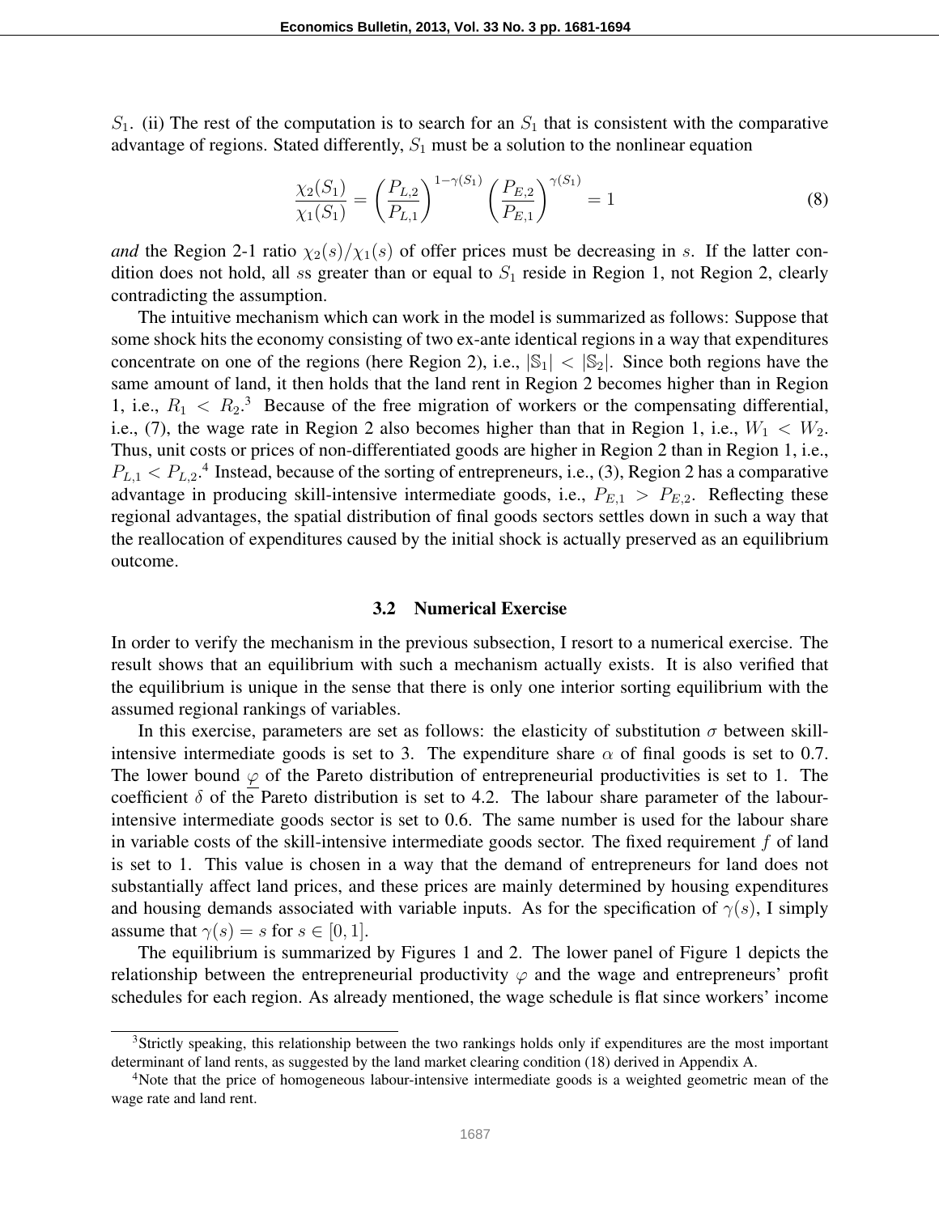$S_1$. (ii) The rest of the computation is to search for an $S_1$ that is consistent with the comparative advantage of regions. Stated differently, $S_1$ must be a solution to the nonlinear equation

$$\frac{\chi_2(S_1)}{\chi_1(S_1)} = \left(\frac{P_{L,2}}{P_{L,1}}\right)^{1-\gamma(S_1)} \left(\frac{P_{E,2}}{P_{E,1}}\right)^{\gamma(S_1)} = 1 \tag{8}$$

*and* the Region 2-1 ratio $\chi_2(s)/\chi_1(s)$ of offer prices must be decreasing in $s$. If the latter condition does not hold, all $s$s greater than or equal to $S_1$ reside in Region 1, not Region 2, clearly contradicting the assumption.

The intuitive mechanism which can work in the model is summarized as follows: Suppose that some shock hits the economy consisting of two ex-ante identical regions in a way that expenditures concentrate on one of the regions (here Region 2), i.e., $|\mathbb{S}_1| < |\mathbb{S}_2|$. Since both regions have the same amount of land, it then holds that the land rent in Region 2 becomes higher than in Region 1, i.e., $R_1 < R_2$.[3] Because of the free migration of workers or the compensating differential, i.e., (7), the wage rate in Region 2 also becomes higher than that in Region 1, i.e., $W_1 < W_2$. Thus, unit costs or prices of non-differentiated goods are higher in Region 2 than in Region 1, i.e., $P_{L,1} < P_{L,2}$.[4] Instead, because of the sorting of entrepreneurs, i.e., (3), Region 2 has a comparative advantage in producing skill-intensive intermediate goods, i.e., $P_{E,1} > P_{E,2}$. Reflecting these regional advantages, the spatial distribution of final goods sectors settles down in such a way that the reallocation of expenditures caused by the initial shock is actually preserved as an equilibrium outcome.

### 3.2 Numerical Exercise

In order to verify the mechanism in the previous subsection, I resort to a numerical exercise. The result shows that an equilibrium with such a mechanism actually exists. It is also verified that the equilibrium is unique in the sense that there is only one interior sorting equilibrium with the assumed regional rankings of variables.

In this exercise, parameters are set as follows: the elasticity of substitution $\sigma$ between skill-intensive intermediate goods is set to 3. The expenditure share $\alpha$ of final goods is set to 0.7. The lower bound $\underline{\varphi}$ of the Pareto distribution of entrepreneurial productivities is set to 1. The coefficient $\delta$ of the Pareto distribution is set to 4.2. The labour share parameter of the labour-intensive intermediate goods sector is set to 0.6. The same number is used for the labour share in variable costs of the skill-intensive intermediate goods sector. The fixed requirement $f$ of land is set to 1. This value is chosen in a way that the demand of entrepreneurs for land does not substantially affect land prices, and these prices are mainly determined by housing expenditures and housing demands associated with variable inputs. As for the specification of $\gamma(s)$, I simply assume that $\gamma(s) = s$ for $s \in [0, 1]$.

The equilibrium is summarized by Figures 1 and 2. The lower panel of Figure 1 depicts the relationship between the entrepreneurial productivity $\varphi$ and the wage and entrepreneurs' profit schedules for each region. As already mentioned, the wage schedule is flat since workers' income

---

[3] Strictly speaking, this relationship between the two rankings holds only if expenditures are the most important determinant of land rents, as suggested by the land market clearing condition (18) derived in Appendix A.

[4] Note that the price of homogeneous labour-intensive intermediate goods is a weighted geometric mean of the wage rate and land rent.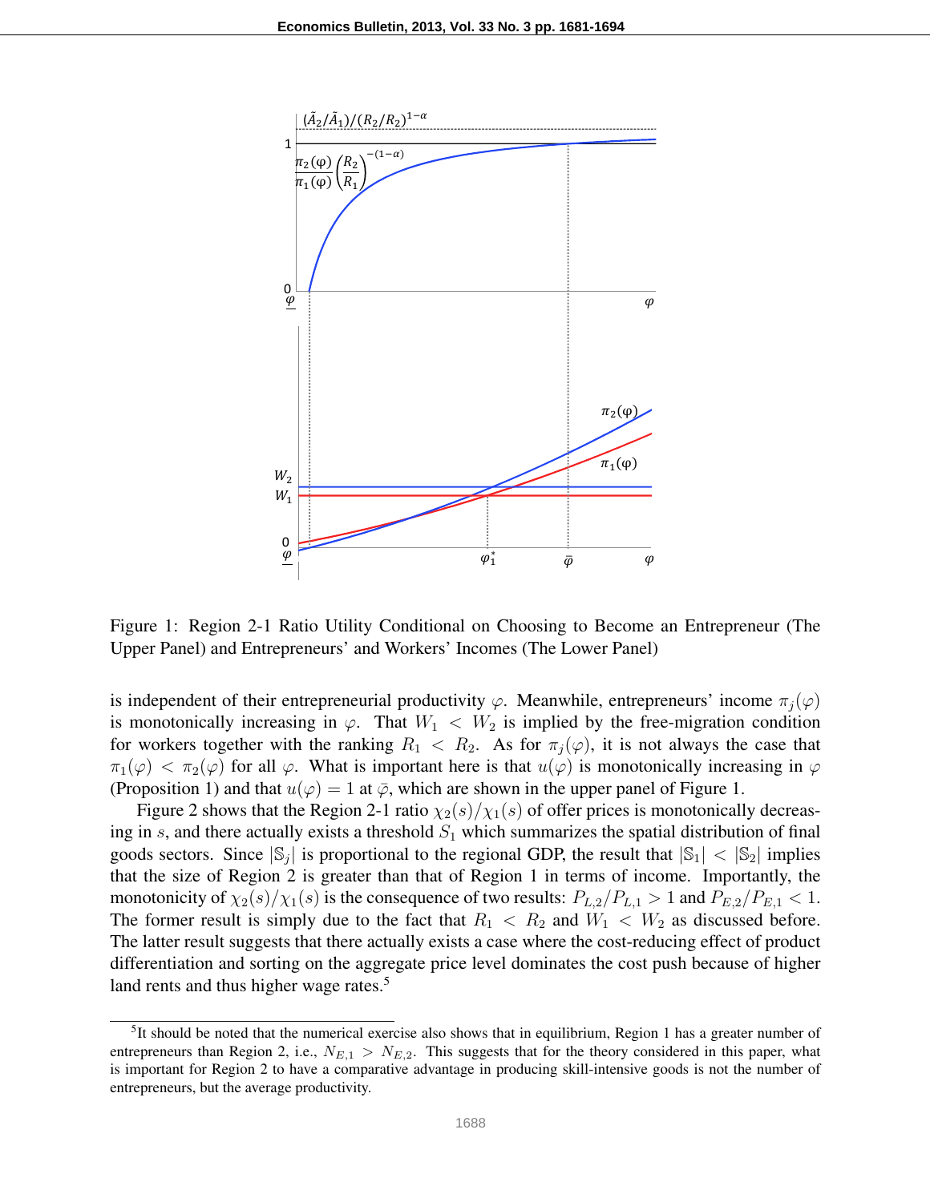Figure 1: Region 2-1 Ratio Utility Conditional on Choosing to Become an Entrepreneur (The Upper Panel) and Entrepreneurs' and Workers' Incomes (The Lower Panel)

is independent of their entrepreneurial productivity $\varphi$. Meanwhile, entrepreneurs' income $\pi_j(\varphi)$ is monotonically increasing in $\varphi$. That $W_1 < W_2$ is implied by the free-migration condition for workers together with the ranking $R_1 < R_2$. As for $\pi_j(\varphi)$, it is not always the case that $\pi_1(\varphi) < \pi_2(\varphi)$ for all $\varphi$. What is important here is that $u(\varphi)$ is monotonically increasing in $\varphi$ (Proposition 1) and that $u(\varphi) = 1$ at $\bar{\varphi}$, which are shown in the upper panel of Figure 1.

Figure 2 shows that the Region 2-1 ratio $\chi_2(s)/\chi_1(s)$ of offer prices is monotonically decreasing in $s$, and there actually exists a threshold $S_1$ which summarizes the spatial distribution of final goods sectors. Since $|\mathbb{S}_j|$ is proportional to the regional GDP, the result that $|\mathbb{S}_1| < |\mathbb{S}_2|$ implies that the size of Region 2 is greater than that of Region 1 in terms of income. Importantly, the monotonicity of $\chi_2(s)/\chi_1(s)$ is the consequence of two results: $P_{L,2}/P_{L,1} > 1$ and $P_{E,2}/P_{E,1} < 1$. The former result is simply due to the fact that $R_1 < R_2$ and $W_1 < W_2$ as discussed before. The latter result suggests that there actually exists a case where the cost-reducing effect of product differentiation and sorting on the aggregate price level dominates the cost push because of higher land rents and thus higher wage rates.[5]

[5]It should be noted that the numerical exercise also shows that in equilibrium, Region 1 has a greater number of entrepreneurs than Region 2, i.e., $N_{E,1} > N_{E,2}$. This suggests that for the theory considered in this paper, what is important for Region 2 to have a comparative advantage in producing skill-intensive goods is not the number of entrepreneurs, but the average productivity.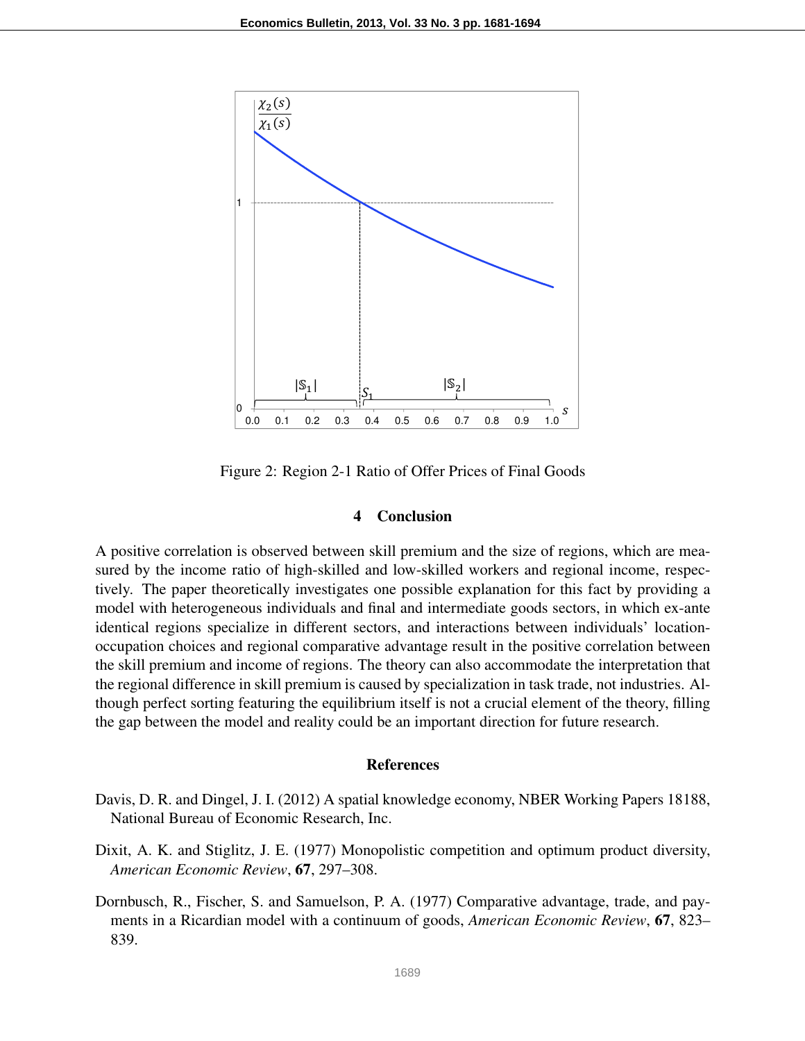Figure 2: Region 2-1 Ratio of Offer Prices of Final Goods

## 4 Conclusion

A positive correlation is observed between skill premium and the size of regions, which are measured by the income ratio of high-skilled and low-skilled workers and regional income, respectively. The paper theoretically investigates one possible explanation for this fact by providing a model with heterogeneous individuals and final and intermediate goods sectors, in which ex-ante identical regions specialize in different sectors, and interactions between individuals' location-occupation choices and regional comparative advantage result in the positive correlation between the skill premium and income of regions. The theory can also accommodate the interpretation that the regional difference in skill premium is caused by specialization in task trade, not industries. Although perfect sorting featuring the equilibrium itself is not a crucial element of the theory, filling the gap between the model and reality could be an important direction for future research.

## References

Davis, D. R. and Dingel, J. I. (2012) A spatial knowledge economy, NBER Working Papers 18188, National Bureau of Economic Research, Inc.

Dixit, A. K. and Stiglitz, J. E. (1977) Monopolistic competition and optimum product diversity, *American Economic Review*, **67**, 297–308.

Dornbusch, R., Fischer, S. and Samuelson, P. A. (1977) Comparative advantage, trade, and payments in a Ricardian model with a continuum of goods, *American Economic Review*, **67**, 823–839.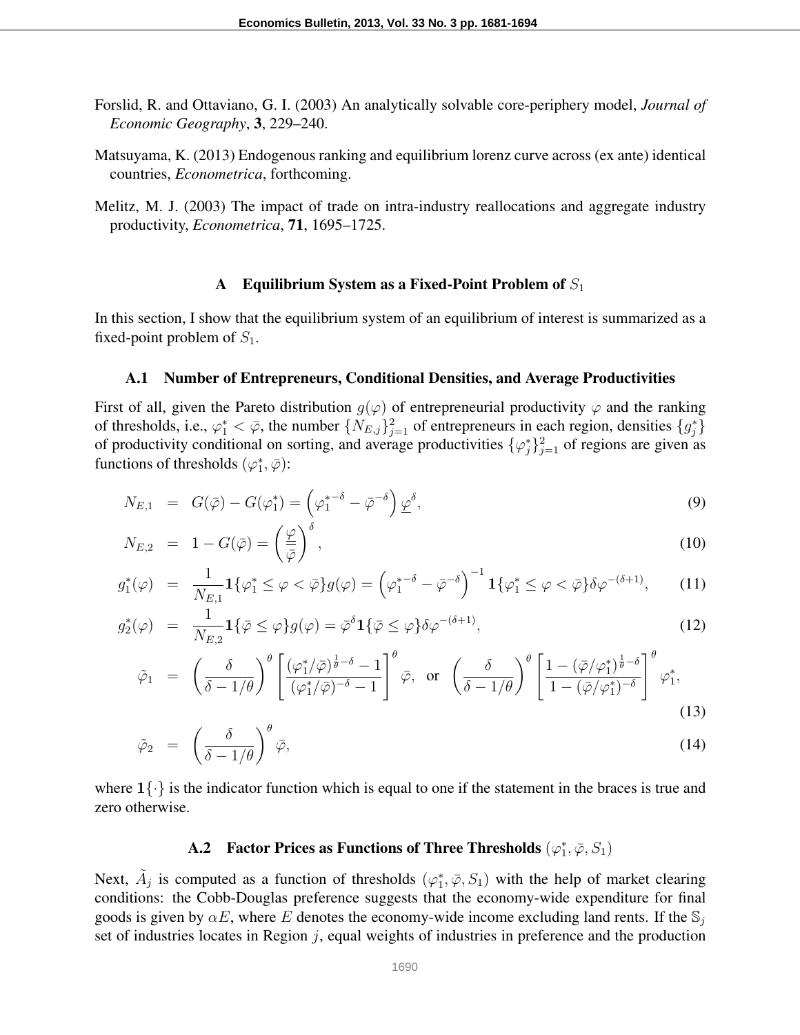Forslid, R. and Ottaviano, G. I. (2003) An analytically solvable core-periphery model, *Journal of Economic Geography*, **3**, 229–240.

Matsuyama, K. (2013) Endogenous ranking and equilibrium lorenz curve across (ex ante) identical countries, *Econometrica*, forthcoming.

Melitz, M. J. (2003) The impact of trade on intra-industry reallocations and aggregate industry productivity, *Econometrica*, **71**, 1695–1725.

## A Equilibrium System as a Fixed-Point Problem of $S_1$

In this section, I show that the equilibrium system of an equilibrium of interest is summarized as a fixed-point problem of $S_1$.

### A.1 Number of Entrepreneurs, Conditional Densities, and Average Productivities

First of all, given the Pareto distribution $g(\varphi)$ of entrepreneurial productivity $\varphi$ and the ranking of thresholds, i.e., $\varphi_1^* < \bar{\varphi}$, the number $\{N_{E,j}\}_{j=1}^2$ of entrepreneurs in each region, densities $\{g_j^*\}$ of productivity conditional on sorting, and average productivities $\{\varphi_j^*\}_{j=1}^2$ of regions are given as functions of thresholds $(\varphi_1^*, \bar{\varphi})$:

$$N_{E,1} = G(\bar{\varphi}) - G(\varphi_1^*) = \left(\varphi_1^{*-\delta} - \bar{\varphi}^{-\delta}\right)\underline{\varphi}^{\delta}, \tag{9}$$

$$N_{E,2} = 1 - G(\bar{\varphi}) = \left(\frac{\underline{\varphi}}{\bar{\varphi}}\right)^{\delta}, \tag{10}$$

$$g_1^*(\varphi) = \frac{1}{N_{E,1}}\mathbf{1}\{\varphi_1^* \leq \varphi < \bar{\varphi}\}g(\varphi) = \left(\varphi_1^{*-\delta} - \bar{\varphi}^{-\delta}\right)^{-1}\mathbf{1}\{\varphi_1^* \leq \varphi < \bar{\varphi}\}\delta\varphi^{-(\delta+1)}, \tag{11}$$

$$g_2^*(\varphi) = \frac{1}{N_{E,2}}\mathbf{1}\{\bar{\varphi} \leq \varphi\}g(\varphi) = \bar{\varphi}^{\delta}\mathbf{1}\{\bar{\varphi} \leq \varphi\}\delta\varphi^{-(\delta+1)}, \tag{12}$$

$$\tilde{\varphi}_1 = \left(\frac{\delta}{\delta - 1/\theta}\right)^{\theta}\left[\frac{(\varphi_1^*/\bar{\varphi})^{\frac{1}{\theta}-\delta} - 1}{(\varphi_1^*/\bar{\varphi})^{-\delta} - 1}\right]^{\theta}\bar{\varphi}, \ \text{ or } \ \left(\frac{\delta}{\delta - 1/\theta}\right)^{\theta}\left[\frac{1 - (\bar{\varphi}/\varphi_1^*)^{\frac{1}{\theta}-\delta}}{1 - (\bar{\varphi}/\varphi_1^*)^{-\delta}}\right]^{\theta}\varphi_1^*, \tag{13}$$

$$\tilde{\varphi}_2 = \left(\frac{\delta}{\delta - 1/\theta}\right)^{\theta}\bar{\varphi}, \tag{14}$$

where $\mathbf{1}\{\cdot\}$ is the indicator function which is equal to one if the statement in the braces is true and zero otherwise.

### A.2 Factor Prices as Functions of Three Thresholds $(\varphi_1^*, \bar{\varphi}, S_1)$

Next, $\tilde{A}_j$ is computed as a function of thresholds $(\varphi_1^*, \bar{\varphi}, S_1)$ with the help of market clearing conditions: the Cobb-Douglas preference suggests that the economy-wide expenditure for final goods is given by $\alpha E$, where $E$ denotes the economy-wide income excluding land rents. If the $\mathbb{S}_j$ set of industries locates in Region $j$, equal weights of industries in preference and the production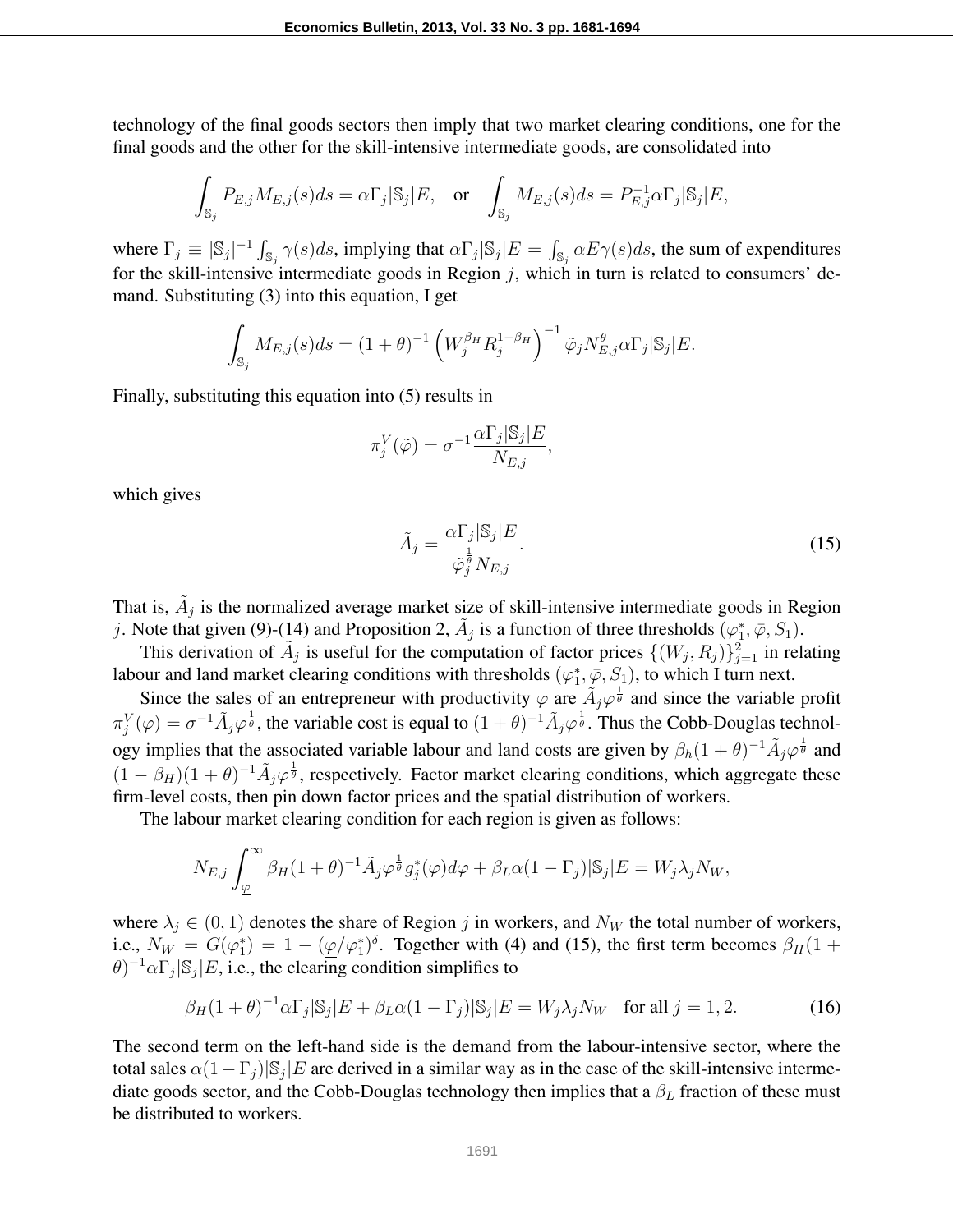technology of the final goods sectors then imply that two market clearing conditions, one for the final goods and the other for the skill-intensive intermediate goods, are consolidated into

$$\int_{\mathbb{S}_j} P_{E,j} M_{E,j}(s) ds = \alpha \Gamma_j |\mathbb{S}_j| E, \quad \text{or} \quad \int_{\mathbb{S}_j} M_{E,j}(s) ds = P_{E,j}^{-1} \alpha \Gamma_j |\mathbb{S}_j| E,$$

where $\Gamma_j \equiv |\mathbb{S}_j|^{-1} \int_{\mathbb{S}_j} \gamma(s) ds$, implying that $\alpha \Gamma_j |\mathbb{S}_j| E = \int_{\mathbb{S}_j} \alpha E \gamma(s) ds$, the sum of expenditures for the skill-intensive intermediate goods in Region $j$, which in turn is related to consumers' demand. Substituting (3) into this equation, I get

$$\int_{\mathbb{S}_j} M_{E,j}(s) ds = (1+\theta)^{-1} \left( W_j^{\beta_H} R_j^{1-\beta_H} \right)^{-1} \tilde{\varphi}_j N_{E,j}^{\theta} \alpha \Gamma_j |\mathbb{S}_j| E.$$

Finally, substituting this equation into (5) results in

$$\pi_j^V(\tilde{\varphi}) = \sigma^{-1} \frac{\alpha \Gamma_j |\mathbb{S}_j| E}{N_{E,j}},$$

which gives

$$\tilde{A}_j = \frac{\alpha \Gamma_j |\mathbb{S}_j| E}{\tilde{\varphi}_j^{\frac{1}{\theta}} N_{E,j}}. \tag{15}$$

That is, $\tilde{A}_j$ is the normalized average market size of skill-intensive intermediate goods in Region $j$. Note that given (9)-(14) and Proposition 2, $\tilde{A}_j$ is a function of three thresholds $(\varphi_1^*, \bar{\varphi}, S_1)$.

This derivation of $\tilde{A}_j$ is useful for the computation of factor prices $\{(W_j, R_j)\}_{j=1}^2$ in relating labour and land market clearing conditions with thresholds $(\varphi_1^*, \bar{\varphi}, S_1)$, to which I turn next.

Since the sales of an entrepreneur with productivity $\varphi$ are $\tilde{A}_j \varphi^{\frac{1}{\theta}}$ and since the variable profit $\pi_j^V(\varphi) = \sigma^{-1} \tilde{A}_j \varphi^{\frac{1}{\theta}}$, the variable cost is equal to $(1+\theta)^{-1} \tilde{A}_j \varphi^{\frac{1}{\theta}}$. Thus the Cobb-Douglas technology implies that the associated variable labour and land costs are given by $\beta_h (1+\theta)^{-1} \tilde{A}_j \varphi^{\frac{1}{\theta}}$ and $(1-\beta_H)(1+\theta)^{-1} \tilde{A}_j \varphi^{\frac{1}{\theta}}$, respectively. Factor market clearing conditions, which aggregate these firm-level costs, then pin down factor prices and the spatial distribution of workers.

The labour market clearing condition for each region is given as follows:

$$N_{E,j} \int_{\underline{\varphi}}^{\infty} \beta_H (1+\theta)^{-1} \tilde{A}_j \varphi^{\frac{1}{\theta}} g_j^*(\varphi) d\varphi + \beta_L \alpha (1-\Gamma_j) |\mathbb{S}_j| E = W_j \lambda_j N_W,$$

where $\lambda_j \in (0,1)$ denotes the share of Region $j$ in workers, and $N_W$ the total number of workers, i.e., $N_W = G(\varphi_1^*) = 1 - (\underline{\varphi}/\varphi_1^*)^{\delta}$. Together with (4) and (15), the first term becomes $\beta_H (1+\theta)^{-1} \alpha \Gamma_j |\mathbb{S}_j| E$, i.e., the clearing condition simplifies to

$$\beta_H (1+\theta)^{-1} \alpha \Gamma_j |\mathbb{S}_j| E + \beta_L \alpha (1-\Gamma_j) |\mathbb{S}_j| E = W_j \lambda_j N_W \quad \text{for all } j = 1, 2. \tag{16}$$

The second term on the left-hand side is the demand from the labour-intensive sector, where the total sales $\alpha(1-\Gamma_j)|\mathbb{S}_j|E$ are derived in a similar way as in the case of the skill-intensive intermediate goods sector, and the Cobb-Douglas technology then implies that a $\beta_L$ fraction of these must be distributed to workers.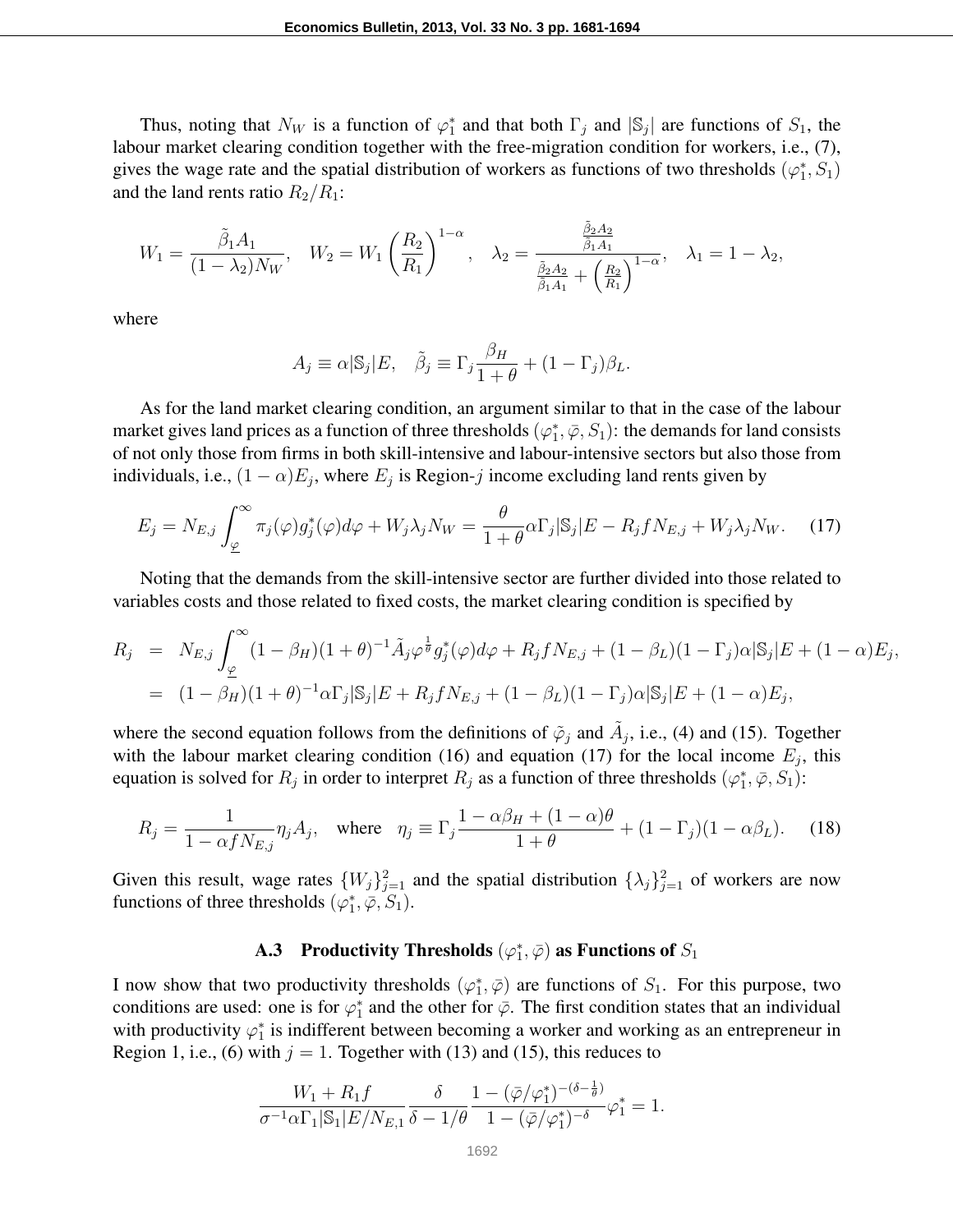Thus, noting that $N_W$ is a function of $\varphi_1^*$ and that both $\Gamma_j$ and $|\mathbb{S}_j|$ are functions of $S_1$, the labour market clearing condition together with the free-migration condition for workers, i.e., (7), gives the wage rate and the spatial distribution of workers as functions of two thresholds $(\varphi_1^*, S_1)$ and the land rents ratio $R_2/R_1$:

$$
W_1 = \frac{\tilde{\beta}_1 A_1}{(1-\lambda_2)N_W}, \quad W_2 = W_1 \left(\frac{R_2}{R_1}\right)^{1-\alpha}, \quad \lambda_2 = \frac{\frac{\tilde{\beta}_2 A_2}{\tilde{\beta}_1 A_1}}{\frac{\tilde{\beta}_2 A_2}{\tilde{\beta}_1 A_1} + \left(\frac{R_2}{R_1}\right)^{1-\alpha}}, \quad \lambda_1 = 1 - \lambda_2,
$$

where

$$
A_j \equiv \alpha |\mathbb{S}_j| E, \quad \tilde{\beta}_j \equiv \Gamma_j \frac{\beta_H}{1+\theta} + (1-\Gamma_j)\beta_L.
$$

As for the land market clearing condition, an argument similar to that in the case of the labour market gives land prices as a function of three thresholds $(\varphi_1^*, \bar{\varphi}, S_1)$: the demands for land consists of not only those from firms in both skill-intensive and labour-intensive sectors but also those from individuals, i.e., $(1-\alpha)E_j$, where $E_j$ is Region-$j$ income excluding land rents given by

$$
E_j = N_{E,j} \int_{\underline{\varphi}}^{\infty} \pi_j(\varphi) g_j^*(\varphi) d\varphi + W_j \lambda_j N_W = \frac{\theta}{1+\theta} \alpha \Gamma_j |\mathbb{S}_j| E - R_j f N_{E,j} + W_j \lambda_j N_W. \quad (17)
$$

Noting that the demands from the skill-intensive sector are further divided into those related to variables costs and those related to fixed costs, the market clearing condition is specified by

$$
\begin{aligned}
R_j &= N_{E,j} \int_{\underline{\varphi}}^{\infty} (1-\beta_H)(1+\theta)^{-1} \tilde{A}_j \varphi^{\frac{1}{\theta}} g_j^*(\varphi) d\varphi + R_j f N_{E,j} + (1-\beta_L)(1-\Gamma_j)\alpha |\mathbb{S}_j| E + (1-\alpha)E_j, \\
&= (1-\beta_H)(1+\theta)^{-1} \alpha \Gamma_j |\mathbb{S}_j| E + R_j f N_{E,j} + (1-\beta_L)(1-\Gamma_j)\alpha |\mathbb{S}_j| E + (1-\alpha)E_j,
\end{aligned}
$$

where the second equation follows from the definitions of $\tilde{\varphi}_j$ and $\tilde{A}_j$, i.e., (4) and (15). Together with the labour market clearing condition (16) and equation (17) for the local income $E_j$, this equation is solved for $R_j$ in order to interpret $R_j$ as a function of three thresholds $(\varphi_1^*, \bar{\varphi}, S_1)$:

$$
R_j = \frac{1}{1-\alpha f N_{E,j}} \eta_j A_j, \quad \text{where} \quad \eta_j \equiv \Gamma_j \frac{1-\alpha\beta_H + (1-\alpha)\theta}{1+\theta} + (1-\Gamma_j)(1-\alpha\beta_L). \quad (18)
$$

Given this result, wage rates $\{W_j\}_{j=1}^2$ and the spatial distribution $\{\lambda_j\}_{j=1}^2$ of workers are now functions of three thresholds $(\varphi_1^*, \bar{\varphi}, S_1)$.

### A.3 Productivity Thresholds $(\varphi_1^*, \bar{\varphi})$ as Functions of $S_1$

I now show that two productivity thresholds $(\varphi_1^*, \bar{\varphi})$ are functions of $S_1$. For this purpose, two conditions are used: one is for $\varphi_1^*$ and the other for $\bar{\varphi}$. The first condition states that an individual with productivity $\varphi_1^*$ is indifferent between becoming a worker and working as an entrepreneur in Region 1, i.e., (6) with $j = 1$. Together with (13) and (15), this reduces to

$$
\frac{W_1 + R_1 f}{\sigma^{-1}\alpha\Gamma_1 |\mathbb{S}_1| E / N_{E,1}} \frac{\delta}{\delta - 1/\theta} \frac{1 - (\bar{\varphi}/\varphi_1^*)^{-(\delta - \frac{1}{\theta})}}{1 - (\bar{\varphi}/\varphi_1^*)^{-\delta}} \varphi_1^* = 1.
$$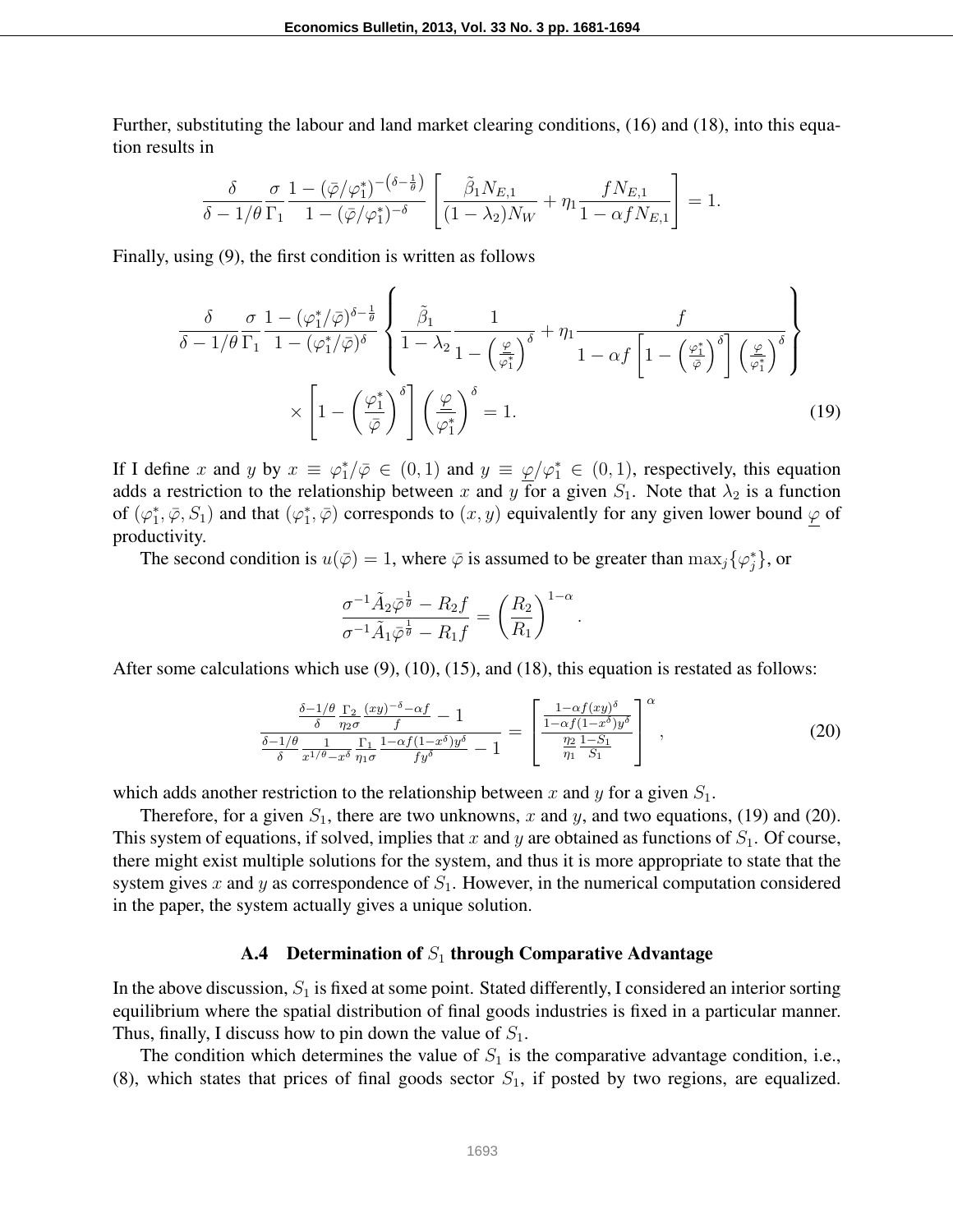Further, substituting the labour and land market clearing conditions, (16) and (18), into this equation results in

$$\frac{\delta}{\delta - 1/\theta} \frac{\sigma}{\Gamma_1} \frac{1 - (\bar{\varphi}/\varphi_1^*)^{-\left(\delta - \frac{1}{\theta}\right)}}{1 - (\bar{\varphi}/\varphi_1^*)^{-\delta}} \left[ \frac{\tilde{\beta}_1 N_{E,1}}{(1-\lambda_2) N_W} + \eta_1 \frac{f N_{E,1}}{1 - \alpha f N_{E,1}} \right] = 1.$$

Finally, using (9), the first condition is written as follows

$$\frac{\delta}{\delta - 1/\theta} \frac{\sigma}{\Gamma_1} \frac{1 - (\varphi_1^*/\bar{\varphi})^{\delta - \frac{1}{\theta}}}{1 - (\varphi_1^*/\bar{\varphi})^{\delta}} \left\{ \frac{\tilde{\beta}_1}{1-\lambda_2} \frac{1}{1 - \left(\frac{\underline{\varphi}}{\varphi_1^*}\right)^{\delta}} + \eta_1 \frac{f}{1 - \alpha f \left[1 - \left(\frac{\varphi_1^*}{\bar{\varphi}}\right)^{\delta}\right] \left(\frac{\underline{\varphi}}{\varphi_1^*}\right)^{\delta}} \right\} \times \left[1 - \left(\frac{\varphi_1^*}{\bar{\varphi}}\right)^{\delta}\right] \left(\frac{\underline{\varphi}}{\varphi_1^*}\right)^{\delta} = 1. \tag{19}$$

If I define $x$ and $y$ by $x \equiv \varphi_1^*/\bar{\varphi} \in (0,1)$ and $y \equiv \underline{\varphi}/\varphi_1^* \in (0,1)$, respectively, this equation adds a restriction to the relationship between $x$ and $y$ for a given $S_1$. Note that $\lambda_2$ is a function of $(\varphi_1^*, \bar{\varphi}, S_1)$ and that $(\varphi_1^*, \bar{\varphi})$ corresponds to $(x, y)$ equivalently for any given lower bound $\underline{\varphi}$ of productivity.

The second condition is $u(\bar{\varphi}) = 1$, where $\bar{\varphi}$ is assumed to be greater than $\max_j\{\varphi_j^*\}$, or

$$\frac{\sigma^{-1}\tilde{A}_2 \bar{\varphi}^{\frac{1}{\theta}} - R_2 f}{\sigma^{-1}\tilde{A}_1 \bar{\varphi}^{\frac{1}{\theta}} - R_1 f} = \left(\frac{R_2}{R_1}\right)^{1-\alpha}.$$

After some calculations which use (9), (10), (15), and (18), this equation is restated as follows:

$$\frac{\frac{\delta - 1/\theta}{\delta} \frac{\Gamma_2}{\eta_2 \sigma} \frac{(xy)^{-\delta} - \alpha f}{f} - 1}{\frac{\delta - 1/\theta}{\delta} \frac{1}{x^{1/\theta} - x^{\delta}} \frac{\Gamma_1}{\eta_1 \sigma} \frac{1 - \alpha f (1 - x^{\delta}) y^{\delta}}{f y^{\delta}} - 1} = \left[ \frac{\frac{1 - \alpha f (xy)^{\delta}}{1 - \alpha f (1 - x^{\delta}) y^{\delta}}}{\frac{\eta_2}{\eta_1} \frac{1 - S_1}{S_1}} \right]^{\alpha}, \tag{20}$$

which adds another restriction to the relationship between $x$ and $y$ for a given $S_1$.

Therefore, for a given $S_1$, there are two unknowns, $x$ and $y$, and two equations, (19) and (20). This system of equations, if solved, implies that $x$ and $y$ are obtained as functions of $S_1$. Of course, there might exist multiple solutions for the system, and thus it is more appropriate to state that the system gives $x$ and $y$ as correspondence of $S_1$. However, in the numerical computation considered in the paper, the system actually gives a unique solution.

### A.4 Determination of $S_1$ through Comparative Advantage

In the above discussion, $S_1$ is fixed at some point. Stated differently, I considered an interior sorting equilibrium where the spatial distribution of final goods industries is fixed in a particular manner. Thus, finally, I discuss how to pin down the value of $S_1$.

The condition which determines the value of $S_1$ is the comparative advantage condition, i.e., (8), which states that prices of final goods sector $S_1$, if posted by two regions, are equalized.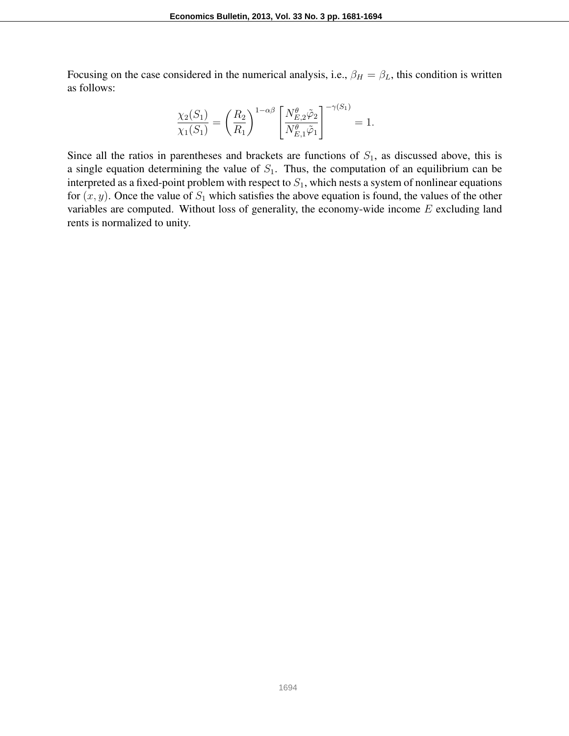Focusing on the case considered in the numerical analysis, i.e., $\beta_H = \beta_L$, this condition is written as follows:

$$\frac{\chi_2(S_1)}{\chi_1(S_1)} = \left(\frac{R_2}{R_1}\right)^{1-\alpha\beta} \left[\frac{N_{E,2}^{\theta}\tilde{\varphi}_2}{N_{E,1}^{\theta}\tilde{\varphi}_1}\right]^{-\gamma(S_1)} = 1.$$

Since all the ratios in parentheses and brackets are functions of $S_1$, as discussed above, this is a single equation determining the value of $S_1$. Thus, the computation of an equilibrium can be interpreted as a fixed-point problem with respect to $S_1$, which nests a system of nonlinear equations for $(x, y)$. Once the value of $S_1$ which satisfies the above equation is found, the values of the other variables are computed. Without loss of generality, the economy-wide income $E$ excluding land rents is normalized to unity.